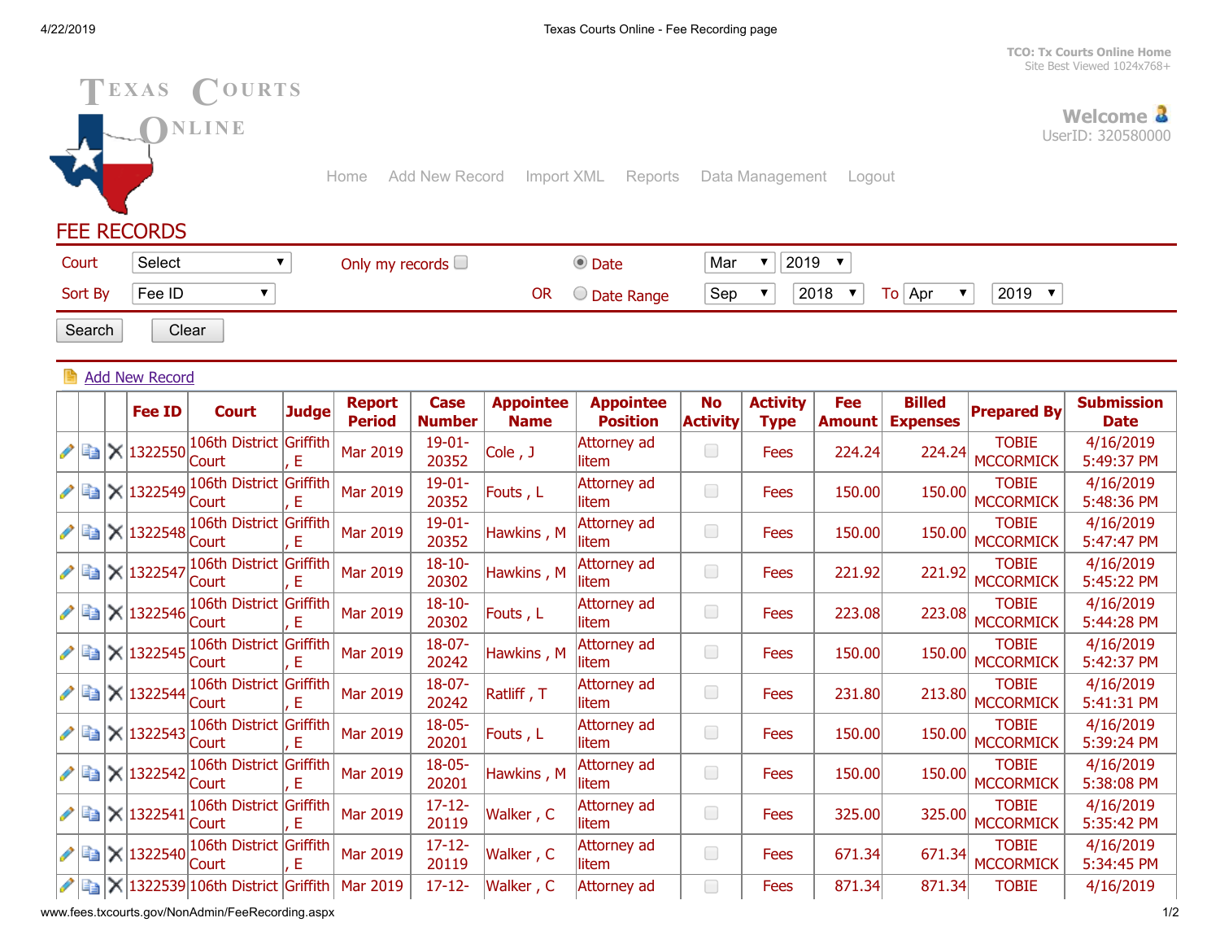TCO: Tx Courts Online Home
Site Best Viewed 1024x768+

TEXAS COURTS ONLINE

Welcome
UserID: 320580000

Home Add New Record Import XML Reports Data Management Logout

# FEE RECORDS

Court: Select
Only my records
Date: Mar 2019
Sort By: Fee ID
OR Date Range: Sep 2018 To Apr 2019

Search Clear

Add New Record

| | | | Fee ID | Court | Judge | Report Period | Case Number | Appointee Name | Appointee Position | No Activity | Activity Type | Fee Amount | Billed Expenses | Prepared By | Submission Date |
|---|---|---|---|---|---|---|---|---|---|---|---|---|---|---|---|
| | | | 1322550 | 106th District Court | Griffith , E | Mar 2019 | 19-01-20352 | Cole , J | Attorney ad litem | | Fees | 224.24 | 224.24 | TOBIE MCCORMICK | 4/16/2019 5:49:37 PM |
| | | | 1322549 | 106th District Court | Griffith , E | Mar 2019 | 19-01-20352 | Fouts , L | Attorney ad litem | | Fees | 150.00 | 150.00 | TOBIE MCCORMICK | 4/16/2019 5:48:36 PM |
| | | | 1322548 | 106th District Court | Griffith , E | Mar 2019 | 19-01-20352 | Hawkins , M | Attorney ad litem | | Fees | 150.00 | 150.00 | TOBIE MCCORMICK | 4/16/2019 5:47:47 PM |
| | | | 1322547 | 106th District Court | Griffith , E | Mar 2019 | 18-10-20302 | Hawkins , M | Attorney ad litem | | Fees | 221.92 | 221.92 | TOBIE MCCORMICK | 4/16/2019 5:45:22 PM |
| | | | 1322546 | 106th District Court | Griffith , E | Mar 2019 | 18-10-20302 | Fouts , L | Attorney ad litem | | Fees | 223.08 | 223.08 | TOBIE MCCORMICK | 4/16/2019 5:44:28 PM |
| | | | 1322545 | 106th District Court | Griffith , E | Mar 2019 | 18-07-20242 | Hawkins , M | Attorney ad litem | | Fees | 150.00 | 150.00 | TOBIE MCCORMICK | 4/16/2019 5:42:37 PM |
| | | | 1322544 | 106th District Court | Griffith , E | Mar 2019 | 18-07-20242 | Ratliff , T | Attorney ad litem | | Fees | 231.80 | 213.80 | TOBIE MCCORMICK | 4/16/2019 5:41:31 PM |
| | | | 1322543 | 106th District Court | Griffith , E | Mar 2019 | 18-05-20201 | Fouts , L | Attorney ad litem | | Fees | 150.00 | 150.00 | TOBIE MCCORMICK | 4/16/2019 5:39:24 PM |
| | | | 1322542 | 106th District Court | Griffith , E | Mar 2019 | 18-05-20201 | Hawkins , M | Attorney ad litem | | Fees | 150.00 | 150.00 | TOBIE MCCORMICK | 4/16/2019 5:38:08 PM |
| | | | 1322541 | 106th District Court | Griffith , E | Mar 2019 | 17-12-20119 | Walker , C | Attorney ad litem | | Fees | 325.00 | 325.00 | TOBIE MCCORMICK | 4/16/2019 5:35:42 PM |
| | | | 1322540 | 106th District Court | Griffith , E | Mar 2019 | 17-12-20119 | Walker , C | Attorney ad litem | | Fees | 671.34 | 671.34 | TOBIE MCCORMICK | 4/16/2019 5:34:45 PM |
| | | | 1322539 | 106th District | Griffith | Mar 2019 | 17-12- | Walker , C | Attorney ad | | Fees | 871.34 | 871.34 | TOBIE | 4/16/2019 |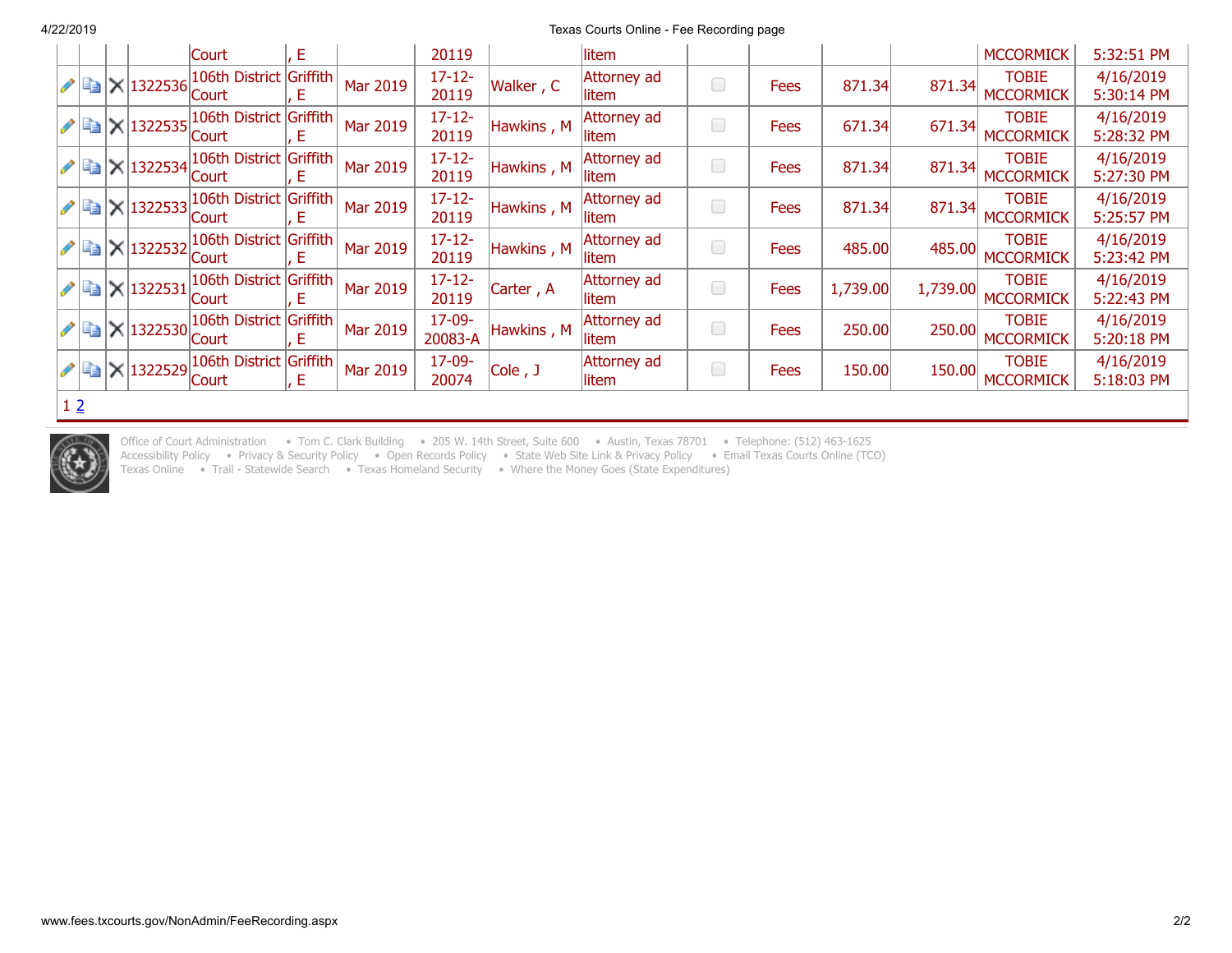| | | | | | | | | | | | | | | |
|---|---|---|---|---|---|---|---|---|---|---|---|---|---|---|
| | | | | Court | , E | | 20119 | | litem | | | | | MCCORMICK | 5:32:51 PM |
| | | | 1322536 | 106th District Court | Griffith , E | Mar 2019 | 17-12-20119 | Walker , C | Attorney ad litem | | Fees | 871.34 | 871.34 | TOBIE MCCORMICK | 4/16/2019 5:30:14 PM |
| | | | 1322535 | 106th District Court | Griffith , E | Mar 2019 | 17-12-20119 | Hawkins , M | Attorney ad litem | | Fees | 671.34 | 671.34 | TOBIE MCCORMICK | 4/16/2019 5:28:32 PM |
| | | | 1322534 | 106th District Court | Griffith , E | Mar 2019 | 17-12-20119 | Hawkins , M | Attorney ad litem | | Fees | 871.34 | 871.34 | TOBIE MCCORMICK | 4/16/2019 5:27:30 PM |
| | | | 1322533 | 106th District Court | Griffith , E | Mar 2019 | 17-12-20119 | Hawkins , M | Attorney ad litem | | Fees | 871.34 | 871.34 | TOBIE MCCORMICK | 4/16/2019 5:25:57 PM |
| | | | 1322532 | 106th District Court | Griffith , E | Mar 2019 | 17-12-20119 | Hawkins , M | Attorney ad litem | | Fees | 485.00 | 485.00 | TOBIE MCCORMICK | 4/16/2019 5:23:42 PM |
| | | | 1322531 | 106th District Court | Griffith , E | Mar 2019 | 17-12-20119 | Carter , A | Attorney ad litem | | Fees | 1,739.00 | 1,739.00 | TOBIE MCCORMICK | 4/16/2019 5:22:43 PM |
| | | | 1322530 | 106th District Court | Griffith , E | Mar 2019 | 17-09-20083-A | Hawkins , M | Attorney ad litem | | Fees | 250.00 | 250.00 | TOBIE MCCORMICK | 4/16/2019 5:20:18 PM |
| | | | 1322529 | 106th District Court | Griffith , E | Mar 2019 | 17-09-20074 | Cole , J | Attorney ad litem | | Fees | 150.00 | 150.00 | TOBIE MCCORMICK | 4/16/2019 5:18:03 PM |

1 2

Office of Court Administration • Tom C. Clark Building • 205 W. 14th Street, Suite 600 • Austin, Texas 78701 • Telephone: (512) 463-1625
Accessibility Policy • Privacy & Security Policy • Open Records Policy • State Web Site Link & Privacy Policy • Email Texas Courts Online (TCO)
Texas Online • Trail - Statewide Search • Texas Homeland Security • Where the Money Goes (State Expenditures)